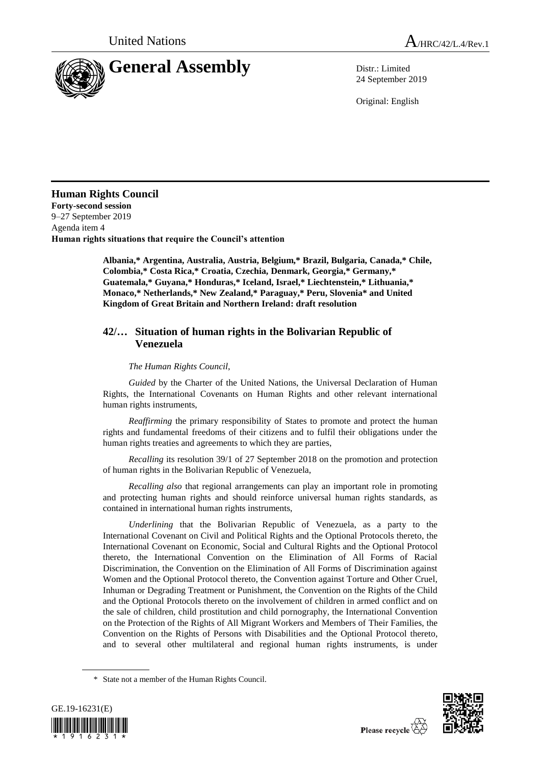United Nations

# General Assembly

A/HRC/42/L.4/Rev.1

Distr.: Limited
24 September 2019

Original: English

## Human Rights Council

**Forty-second session**
9–27 September 2019
Agenda item 4
**Human rights situations that require the Council's attention**

**Albania,* Argentina, Australia, Austria, Belgium,* Brazil, Bulgaria, Canada,* Chile, Colombia,* Costa Rica,* Croatia, Czechia, Denmark, Georgia,* Germany,* Guatemala,* Guyana,* Honduras,* Iceland, Israel,* Liechtenstein,* Lithuania,* Monaco,* Netherlands,* New Zealand,* Paraguay,* Peru, Slovenia* and United Kingdom of Great Britain and Northern Ireland: draft resolution**

### 42/… Situation of human rights in the Bolivarian Republic of Venezuela

*The Human Rights Council*,

*Guided* by the Charter of the United Nations, the Universal Declaration of Human Rights, the International Covenants on Human Rights and other relevant international human rights instruments,

*Reaffirming* the primary responsibility of States to promote and protect the human rights and fundamental freedoms of their citizens and to fulfil their obligations under the human rights treaties and agreements to which they are parties,

*Recalling* its resolution 39/1 of 27 September 2018 on the promotion and protection of human rights in the Bolivarian Republic of Venezuela,

*Recalling also* that regional arrangements can play an important role in promoting and protecting human rights and should reinforce universal human rights standards, as contained in international human rights instruments,

*Underlining* that the Bolivarian Republic of Venezuela, as a party to the International Covenant on Civil and Political Rights and the Optional Protocols thereto, the International Covenant on Economic, Social and Cultural Rights and the Optional Protocol thereto, the International Convention on the Elimination of All Forms of Racial Discrimination, the Convention on the Elimination of All Forms of Discrimination against Women and the Optional Protocol thereto, the Convention against Torture and Other Cruel, Inhuman or Degrading Treatment or Punishment, the Convention on the Rights of the Child and the Optional Protocols thereto on the involvement of children in armed conflict and on the sale of children, child prostitution and child pornography, the International Convention on the Protection of the Rights of All Migrant Workers and Members of Their Families, the Convention on the Rights of Persons with Disabilities and the Optional Protocol thereto, and to several other multilateral and regional human rights instruments, is under

\* State not a member of the Human Rights Council.

GE.19-16231(E)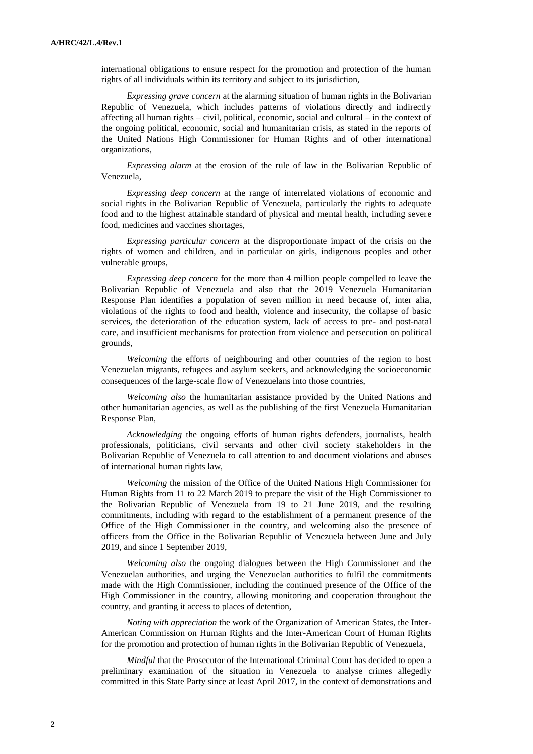international obligations to ensure respect for the promotion and protection of the human rights of all individuals within its territory and subject to its jurisdiction,

*Expressing grave concern* at the alarming situation of human rights in the Bolivarian Republic of Venezuela, which includes patterns of violations directly and indirectly affecting all human rights – civil, political, economic, social and cultural – in the context of the ongoing political, economic, social and humanitarian crisis, as stated in the reports of the United Nations High Commissioner for Human Rights and of other international organizations,

*Expressing alarm* at the erosion of the rule of law in the Bolivarian Republic of Venezuela,

*Expressing deep concern* at the range of interrelated violations of economic and social rights in the Bolivarian Republic of Venezuela, particularly the rights to adequate food and to the highest attainable standard of physical and mental health, including severe food, medicines and vaccines shortages,

*Expressing particular concern* at the disproportionate impact of the crisis on the rights of women and children, and in particular on girls, indigenous peoples and other vulnerable groups,

*Expressing deep concern* for the more than 4 million people compelled to leave the Bolivarian Republic of Venezuela and also that the 2019 Venezuela Humanitarian Response Plan identifies a population of seven million in need because of, inter alia, violations of the rights to food and health, violence and insecurity, the collapse of basic services, the deterioration of the education system, lack of access to pre- and post-natal care, and insufficient mechanisms for protection from violence and persecution on political grounds,

*Welcoming* the efforts of neighbouring and other countries of the region to host Venezuelan migrants, refugees and asylum seekers, and acknowledging the socioeconomic consequences of the large-scale flow of Venezuelans into those countries,

*Welcoming also* the humanitarian assistance provided by the United Nations and other humanitarian agencies, as well as the publishing of the first Venezuela Humanitarian Response Plan,

*Acknowledging* the ongoing efforts of human rights defenders, journalists, health professionals, politicians, civil servants and other civil society stakeholders in the Bolivarian Republic of Venezuela to call attention to and document violations and abuses of international human rights law,

*Welcoming* the mission of the Office of the United Nations High Commissioner for Human Rights from 11 to 22 March 2019 to prepare the visit of the High Commissioner to the Bolivarian Republic of Venezuela from 19 to 21 June 2019, and the resulting commitments, including with regard to the establishment of a permanent presence of the Office of the High Commissioner in the country, and welcoming also the presence of officers from the Office in the Bolivarian Republic of Venezuela between June and July 2019, and since 1 September 2019,

*Welcoming also* the ongoing dialogues between the High Commissioner and the Venezuelan authorities, and urging the Venezuelan authorities to fulfil the commitments made with the High Commissioner, including the continued presence of the Office of the High Commissioner in the country, allowing monitoring and cooperation throughout the country, and granting it access to places of detention,

*Noting with appreciation* the work of the Organization of American States, the Inter-American Commission on Human Rights and the Inter-American Court of Human Rights for the promotion and protection of human rights in the Bolivarian Republic of Venezuela,

*Mindful* that the Prosecutor of the International Criminal Court has decided to open a preliminary examination of the situation in Venezuela to analyse crimes allegedly committed in this State Party since at least April 2017, in the context of demonstrations and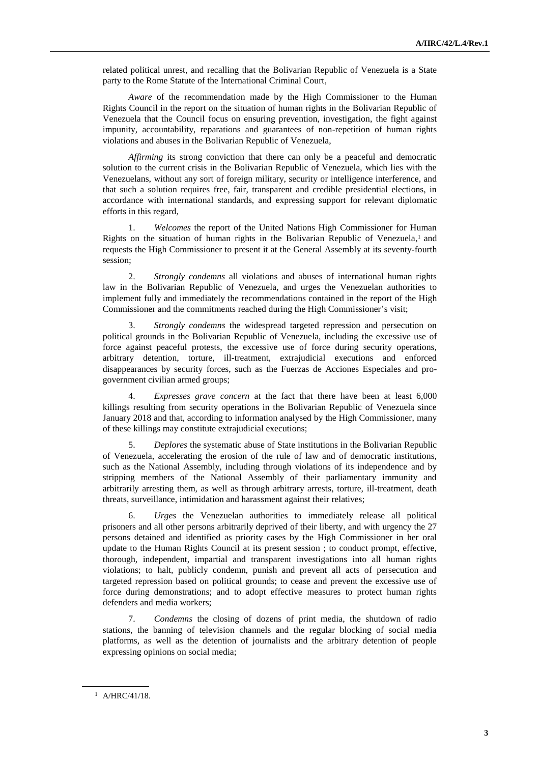related political unrest, and recalling that the Bolivarian Republic of Venezuela is a State party to the Rome Statute of the International Criminal Court,

*Aware* of the recommendation made by the High Commissioner to the Human Rights Council in the report on the situation of human rights in the Bolivarian Republic of Venezuela that the Council focus on ensuring prevention, investigation, the fight against impunity, accountability, reparations and guarantees of non-repetition of human rights violations and abuses in the Bolivarian Republic of Venezuela,

*Affirming* its strong conviction that there can only be a peaceful and democratic solution to the current crisis in the Bolivarian Republic of Venezuela, which lies with the Venezuelans, without any sort of foreign military, security or intelligence interference, and that such a solution requires free, fair, transparent and credible presidential elections, in accordance with international standards, and expressing support for relevant diplomatic efforts in this regard,

1. *Welcomes* the report of the United Nations High Commissioner for Human Rights on the situation of human rights in the Bolivarian Republic of Venezuela,[1] and requests the High Commissioner to present it at the General Assembly at its seventy-fourth session;

2. *Strongly condemns* all violations and abuses of international human rights law in the Bolivarian Republic of Venezuela, and urges the Venezuelan authorities to implement fully and immediately the recommendations contained in the report of the High Commissioner and the commitments reached during the High Commissioner's visit;

3. *Strongly condemns* the widespread targeted repression and persecution on political grounds in the Bolivarian Republic of Venezuela, including the excessive use of force against peaceful protests, the excessive use of force during security operations, arbitrary detention, torture, ill-treatment, extrajudicial executions and enforced disappearances by security forces, such as the Fuerzas de Acciones Especiales and pro-government civilian armed groups;

4. *Expresses grave concern* at the fact that there have been at least 6,000 killings resulting from security operations in the Bolivarian Republic of Venezuela since January 2018 and that, according to information analysed by the High Commissioner, many of these killings may constitute extrajudicial executions;

5. *Deplores* the systematic abuse of State institutions in the Bolivarian Republic of Venezuela, accelerating the erosion of the rule of law and of democratic institutions, such as the National Assembly, including through violations of its independence and by stripping members of the National Assembly of their parliamentary immunity and arbitrarily arresting them, as well as through arbitrary arrests, torture, ill-treatment, death threats, surveillance, intimidation and harassment against their relatives;

6. *Urges* the Venezuelan authorities to immediately release all political prisoners and all other persons arbitrarily deprived of their liberty, and with urgency the 27 persons detained and identified as priority cases by the High Commissioner in her oral update to the Human Rights Council at its present session ; to conduct prompt, effective, thorough, independent, impartial and transparent investigations into all human rights violations; to halt, publicly condemn, punish and prevent all acts of persecution and targeted repression based on political grounds; to cease and prevent the excessive use of force during demonstrations; and to adopt effective measures to protect human rights defenders and media workers;

7. *Condemns* the closing of dozens of print media, the shutdown of radio stations, the banning of television channels and the regular blocking of social media platforms, as well as the detention of journalists and the arbitrary detention of people expressing opinions on social media;

[1] A/HRC/41/18.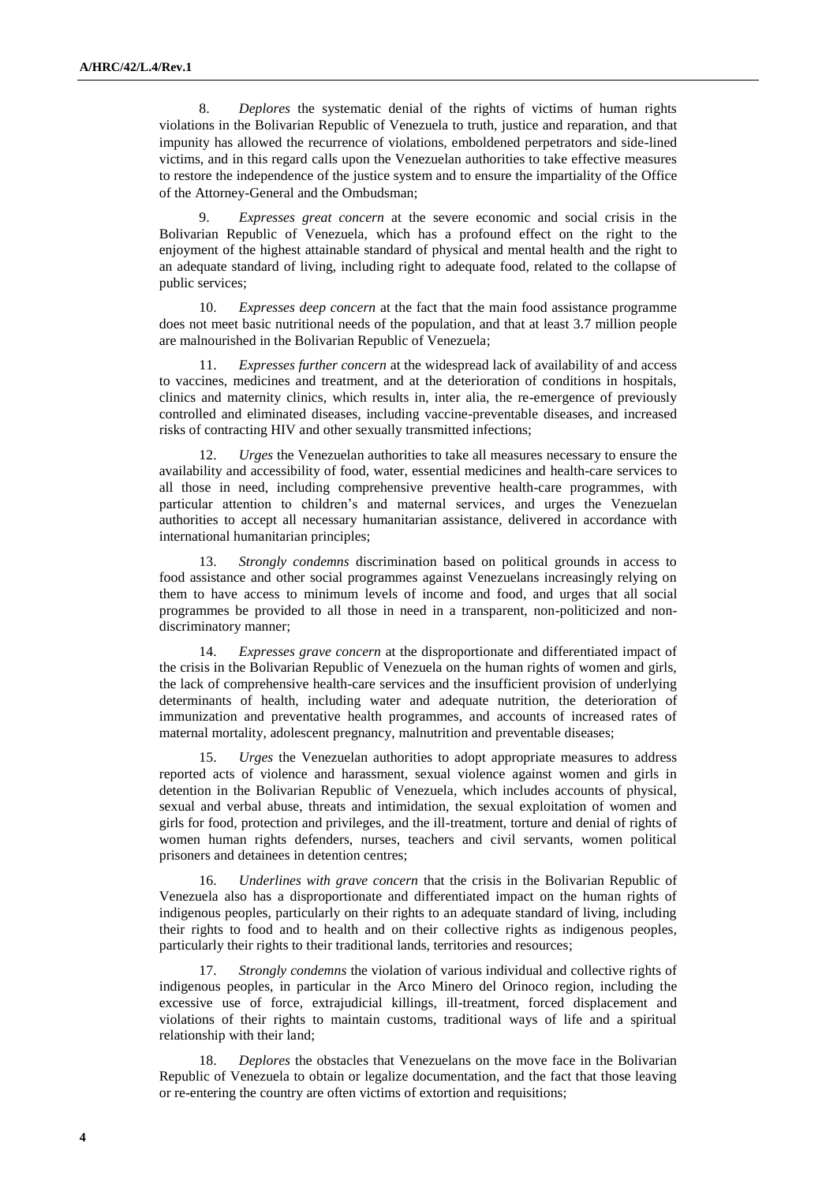8. *Deplores* the systematic denial of the rights of victims of human rights violations in the Bolivarian Republic of Venezuela to truth, justice and reparation, and that impunity has allowed the recurrence of violations, emboldened perpetrators and side-lined victims, and in this regard calls upon the Venezuelan authorities to take effective measures to restore the independence of the justice system and to ensure the impartiality of the Office of the Attorney-General and the Ombudsman;

9. *Expresses great concern* at the severe economic and social crisis in the Bolivarian Republic of Venezuela, which has a profound effect on the right to the enjoyment of the highest attainable standard of physical and mental health and the right to an adequate standard of living, including right to adequate food, related to the collapse of public services;

10. *Expresses deep concern* at the fact that the main food assistance programme does not meet basic nutritional needs of the population, and that at least 3.7 million people are malnourished in the Bolivarian Republic of Venezuela;

11. *Expresses further concern* at the widespread lack of availability of and access to vaccines, medicines and treatment, and at the deterioration of conditions in hospitals, clinics and maternity clinics, which results in, inter alia, the re-emergence of previously controlled and eliminated diseases, including vaccine-preventable diseases, and increased risks of contracting HIV and other sexually transmitted infections;

12. *Urges* the Venezuelan authorities to take all measures necessary to ensure the availability and accessibility of food, water, essential medicines and health-care services to all those in need, including comprehensive preventive health-care programmes, with particular attention to children's and maternal services, and urges the Venezuelan authorities to accept all necessary humanitarian assistance, delivered in accordance with international humanitarian principles;

13. *Strongly condemns* discrimination based on political grounds in access to food assistance and other social programmes against Venezuelans increasingly relying on them to have access to minimum levels of income and food, and urges that all social programmes be provided to all those in need in a transparent, non-politicized and non-discriminatory manner;

14. *Expresses grave concern* at the disproportionate and differentiated impact of the crisis in the Bolivarian Republic of Venezuela on the human rights of women and girls, the lack of comprehensive health-care services and the insufficient provision of underlying determinants of health, including water and adequate nutrition, the deterioration of immunization and preventative health programmes, and accounts of increased rates of maternal mortality, adolescent pregnancy, malnutrition and preventable diseases;

15. *Urges* the Venezuelan authorities to adopt appropriate measures to address reported acts of violence and harassment, sexual violence against women and girls in detention in the Bolivarian Republic of Venezuela, which includes accounts of physical, sexual and verbal abuse, threats and intimidation, the sexual exploitation of women and girls for food, protection and privileges, and the ill-treatment, torture and denial of rights of women human rights defenders, nurses, teachers and civil servants, women political prisoners and detainees in detention centres;

16. *Underlines with grave concern* that the crisis in the Bolivarian Republic of Venezuela also has a disproportionate and differentiated impact on the human rights of indigenous peoples, particularly on their rights to an adequate standard of living, including their rights to food and to health and on their collective rights as indigenous peoples, particularly their rights to their traditional lands, territories and resources;

17. *Strongly condemns* the violation of various individual and collective rights of indigenous peoples, in particular in the Arco Minero del Orinoco region, including the excessive use of force, extrajudicial killings, ill-treatment, forced displacement and violations of their rights to maintain customs, traditional ways of life and a spiritual relationship with their land;

18. *Deplores* the obstacles that Venezuelans on the move face in the Bolivarian Republic of Venezuela to obtain or legalize documentation, and the fact that those leaving or re-entering the country are often victims of extortion and requisitions;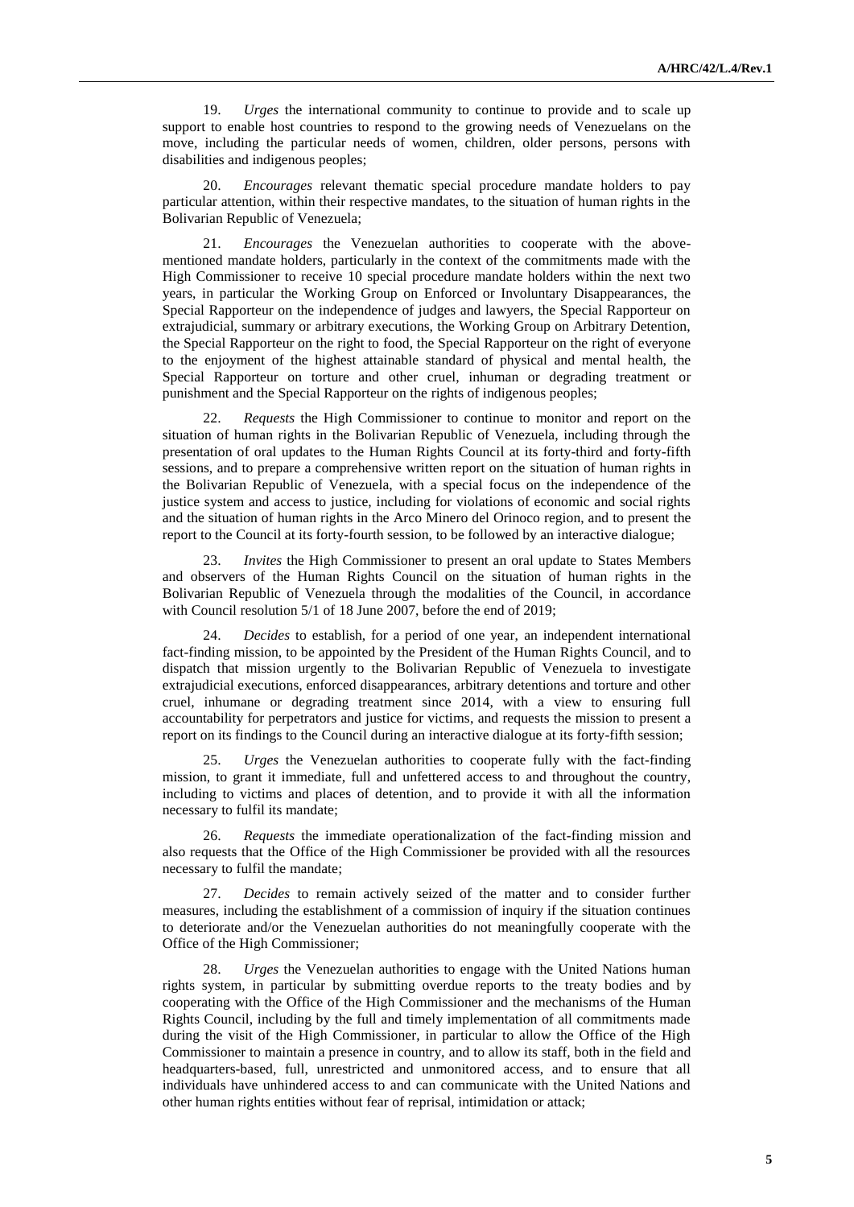19. *Urges* the international community to continue to provide and to scale up support to enable host countries to respond to the growing needs of Venezuelans on the move, including the particular needs of women, children, older persons, persons with disabilities and indigenous peoples;

20. *Encourages* relevant thematic special procedure mandate holders to pay particular attention, within their respective mandates, to the situation of human rights in the Bolivarian Republic of Venezuela;

21. *Encourages* the Venezuelan authorities to cooperate with the above-mentioned mandate holders, particularly in the context of the commitments made with the High Commissioner to receive 10 special procedure mandate holders within the next two years, in particular the Working Group on Enforced or Involuntary Disappearances, the Special Rapporteur on the independence of judges and lawyers, the Special Rapporteur on extrajudicial, summary or arbitrary executions, the Working Group on Arbitrary Detention, the Special Rapporteur on the right to food, the Special Rapporteur on the right of everyone to the enjoyment of the highest attainable standard of physical and mental health, the Special Rapporteur on torture and other cruel, inhuman or degrading treatment or punishment and the Special Rapporteur on the rights of indigenous peoples;

22. *Requests* the High Commissioner to continue to monitor and report on the situation of human rights in the Bolivarian Republic of Venezuela, including through the presentation of oral updates to the Human Rights Council at its forty-third and forty-fifth sessions, and to prepare a comprehensive written report on the situation of human rights in the Bolivarian Republic of Venezuela, with a special focus on the independence of the justice system and access to justice, including for violations of economic and social rights and the situation of human rights in the Arco Minero del Orinoco region, and to present the report to the Council at its forty-fourth session, to be followed by an interactive dialogue;

23. *Invites* the High Commissioner to present an oral update to States Members and observers of the Human Rights Council on the situation of human rights in the Bolivarian Republic of Venezuela through the modalities of the Council, in accordance with Council resolution 5/1 of 18 June 2007, before the end of 2019;

24. *Decides* to establish, for a period of one year, an independent international fact-finding mission, to be appointed by the President of the Human Rights Council, and to dispatch that mission urgently to the Bolivarian Republic of Venezuela to investigate extrajudicial executions, enforced disappearances, arbitrary detentions and torture and other cruel, inhumane or degrading treatment since 2014, with a view to ensuring full accountability for perpetrators and justice for victims, and requests the mission to present a report on its findings to the Council during an interactive dialogue at its forty-fifth session;

25. *Urges* the Venezuelan authorities to cooperate fully with the fact-finding mission, to grant it immediate, full and unfettered access to and throughout the country, including to victims and places of detention, and to provide it with all the information necessary to fulfil its mandate;

26. *Requests* the immediate operationalization of the fact-finding mission and also requests that the Office of the High Commissioner be provided with all the resources necessary to fulfil the mandate;

27. *Decides* to remain actively seized of the matter and to consider further measures, including the establishment of a commission of inquiry if the situation continues to deteriorate and/or the Venezuelan authorities do not meaningfully cooperate with the Office of the High Commissioner;

28. *Urges* the Venezuelan authorities to engage with the United Nations human rights system, in particular by submitting overdue reports to the treaty bodies and by cooperating with the Office of the High Commissioner and the mechanisms of the Human Rights Council, including by the full and timely implementation of all commitments made during the visit of the High Commissioner, in particular to allow the Office of the High Commissioner to maintain a presence in country, and to allow its staff, both in the field and headquarters-based, full, unrestricted and unmonitored access, and to ensure that all individuals have unhindered access to and can communicate with the United Nations and other human rights entities without fear of reprisal, intimidation or attack;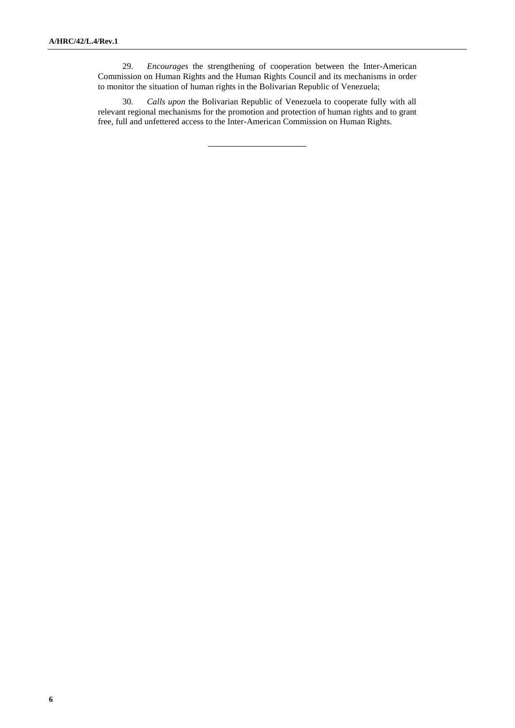29. *Encourages* the strengthening of cooperation between the Inter-American Commission on Human Rights and the Human Rights Council and its mechanisms in order to monitor the situation of human rights in the Bolivarian Republic of Venezuela;

30. *Calls upon* the Bolivarian Republic of Venezuela to cooperate fully with all relevant regional mechanisms for the promotion and protection of human rights and to grant free, full and unfettered access to the Inter-American Commission on Human Rights.